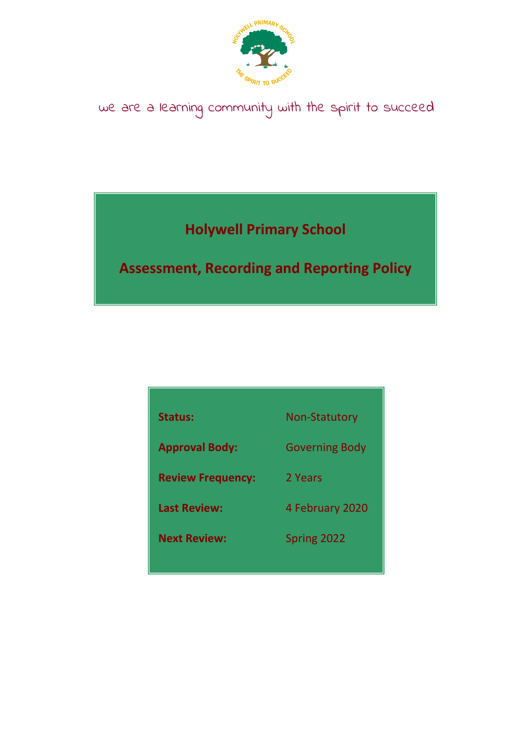we are a learning community with the spirit to succeed

# Holywell Primary School

# Assessment, Recording and Reporting Policy

| | |
|---|---|
| **Status:** | Non-Statutory |
| **Approval Body:** | Governing Body |
| **Review Frequency:** | 2 Years |
| **Last Review:** | 4 February 2020 |
| **Next Review:** | Spring 2022 |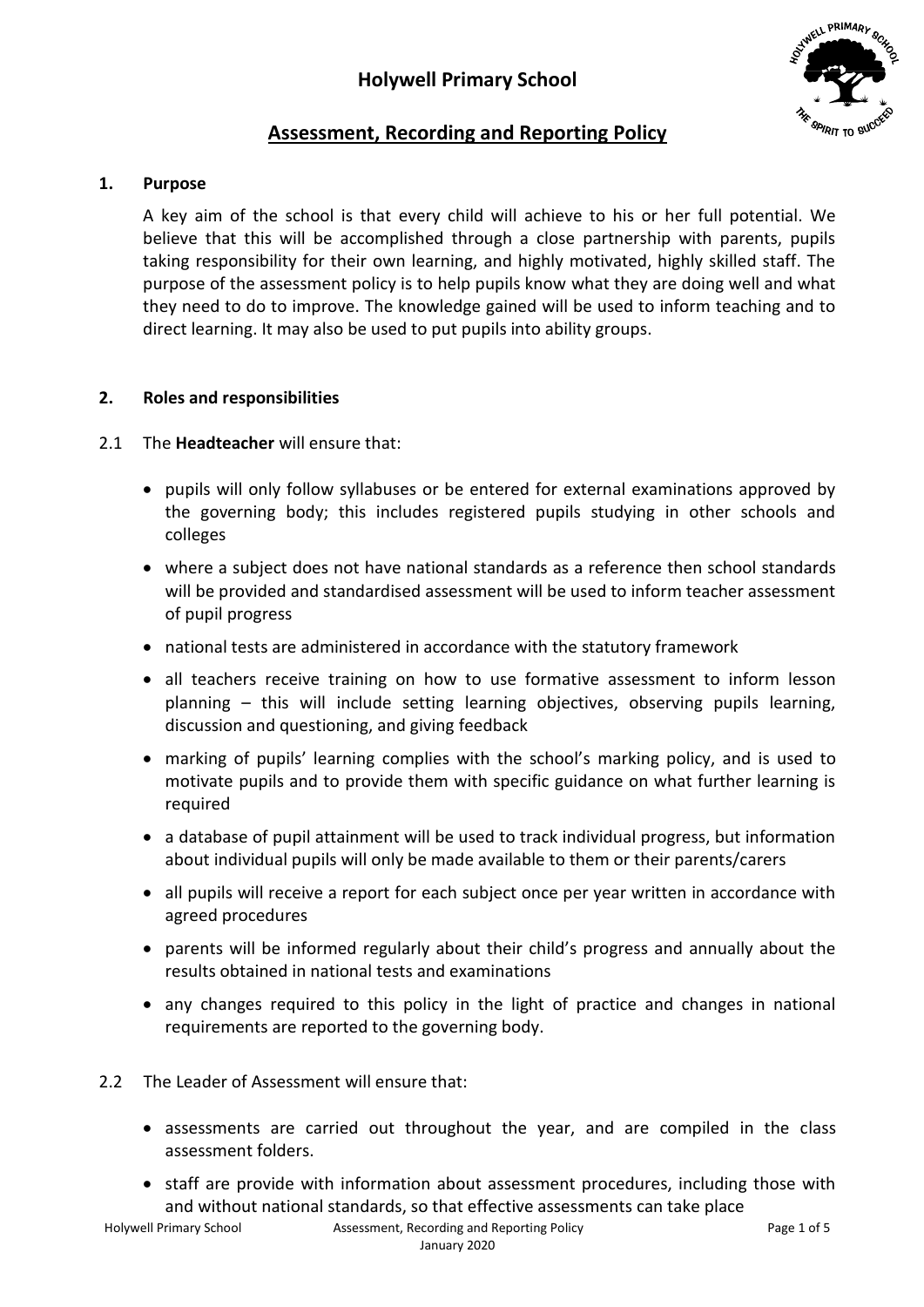# Holywell Primary School

## Assessment, Recording and Reporting Policy

### 1. Purpose

A key aim of the school is that every child will achieve to his or her full potential. We believe that this will be accomplished through a close partnership with parents, pupils taking responsibility for their own learning, and highly motivated, highly skilled staff. The purpose of the assessment policy is to help pupils know what they are doing well and what they need to do to improve. The knowledge gained will be used to inform teaching and to direct learning. It may also be used to put pupils into ability groups.

### 2. Roles and responsibilities

2.1 The **Headteacher** will ensure that:

- pupils will only follow syllabuses or be entered for external examinations approved by the governing body; this includes registered pupils studying in other schools and colleges
- where a subject does not have national standards as a reference then school standards will be provided and standardised assessment will be used to inform teacher assessment of pupil progress
- national tests are administered in accordance with the statutory framework
- all teachers receive training on how to use formative assessment to inform lesson planning – this will include setting learning objectives, observing pupils learning, discussion and questioning, and giving feedback
- marking of pupils' learning complies with the school's marking policy, and is used to motivate pupils and to provide them with specific guidance on what further learning is required
- a database of pupil attainment will be used to track individual progress, but information about individual pupils will only be made available to them or their parents/carers
- all pupils will receive a report for each subject once per year written in accordance with agreed procedures
- parents will be informed regularly about their child's progress and annually about the results obtained in national tests and examinations
- any changes required to this policy in the light of practice and changes in national requirements are reported to the governing body.

2.2 The Leader of Assessment will ensure that:

- assessments are carried out throughout the year, and are compiled in the class assessment folders.
- staff are provide with information about assessment procedures, including those with and without national standards, so that effective assessments can take place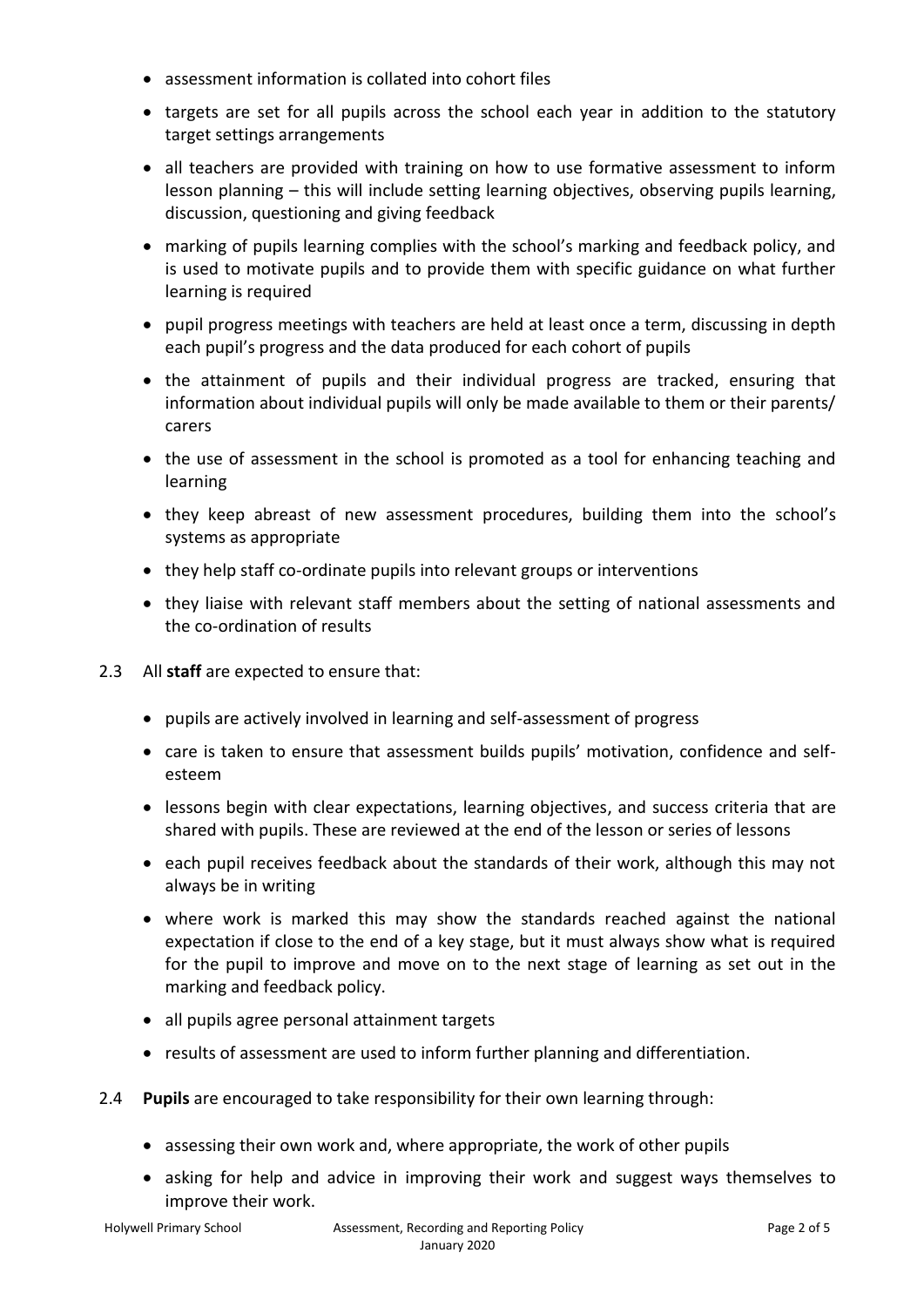- assessment information is collated into cohort files
- targets are set for all pupils across the school each year in addition to the statutory target settings arrangements
- all teachers are provided with training on how to use formative assessment to inform lesson planning – this will include setting learning objectives, observing pupils learning, discussion, questioning and giving feedback
- marking of pupils learning complies with the school's marking and feedback policy, and is used to motivate pupils and to provide them with specific guidance on what further learning is required
- pupil progress meetings with teachers are held at least once a term, discussing in depth each pupil's progress and the data produced for each cohort of pupils
- the attainment of pupils and their individual progress are tracked, ensuring that information about individual pupils will only be made available to them or their parents/ carers
- the use of assessment in the school is promoted as a tool for enhancing teaching and learning
- they keep abreast of new assessment procedures, building them into the school's systems as appropriate
- they help staff co-ordinate pupils into relevant groups or interventions
- they liaise with relevant staff members about the setting of national assessments and the co-ordination of results

2.3 All **staff** are expected to ensure that:

- pupils are actively involved in learning and self-assessment of progress
- care is taken to ensure that assessment builds pupils' motivation, confidence and self-esteem
- lessons begin with clear expectations, learning objectives, and success criteria that are shared with pupils. These are reviewed at the end of the lesson or series of lessons
- each pupil receives feedback about the standards of their work, although this may not always be in writing
- where work is marked this may show the standards reached against the national expectation if close to the end of a key stage, but it must always show what is required for the pupil to improve and move on to the next stage of learning as set out in the marking and feedback policy.
- all pupils agree personal attainment targets
- results of assessment are used to inform further planning and differentiation.

2.4 **Pupils** are encouraged to take responsibility for their own learning through:

- assessing their own work and, where appropriate, the work of other pupils
- asking for help and advice in improving their work and suggest ways themselves to improve their work.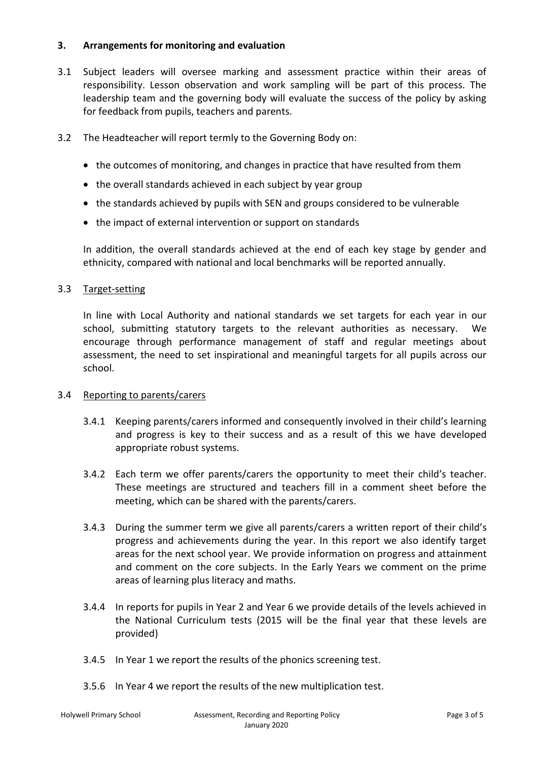## 3. Arrangements for monitoring and evaluation

3.1 Subject leaders will oversee marking and assessment practice within their areas of responsibility. Lesson observation and work sampling will be part of this process. The leadership team and the governing body will evaluate the success of the policy by asking for feedback from pupils, teachers and parents.

3.2 The Headteacher will report termly to the Governing Body on:

- the outcomes of monitoring, and changes in practice that have resulted from them
- the overall standards achieved in each subject by year group
- the standards achieved by pupils with SEN and groups considered to be vulnerable
- the impact of external intervention or support on standards

In addition, the overall standards achieved at the end of each key stage by gender and ethnicity, compared with national and local benchmarks will be reported annually.

3.3 Target-setting

In line with Local Authority and national standards we set targets for each year in our school, submitting statutory targets to the relevant authorities as necessary. We encourage through performance management of staff and regular meetings about assessment, the need to set inspirational and meaningful targets for all pupils across our school.

3.4 Reporting to parents/carers

3.4.1 Keeping parents/carers informed and consequently involved in their child's learning and progress is key to their success and as a result of this we have developed appropriate robust systems.

3.4.2 Each term we offer parents/carers the opportunity to meet their child's teacher. These meetings are structured and teachers fill in a comment sheet before the meeting, which can be shared with the parents/carers.

3.4.3 During the summer term we give all parents/carers a written report of their child's progress and achievements during the year. In this report we also identify target areas for the next school year. We provide information on progress and attainment and comment on the core subjects. In the Early Years we comment on the prime areas of learning plus literacy and maths.

3.4.4 In reports for pupils in Year 2 and Year 6 we provide details of the levels achieved in the National Curriculum tests (2015 will be the final year that these levels are provided)

3.4.5 In Year 1 we report the results of the phonics screening test.

3.5.6 In Year 4 we report the results of the new multiplication test.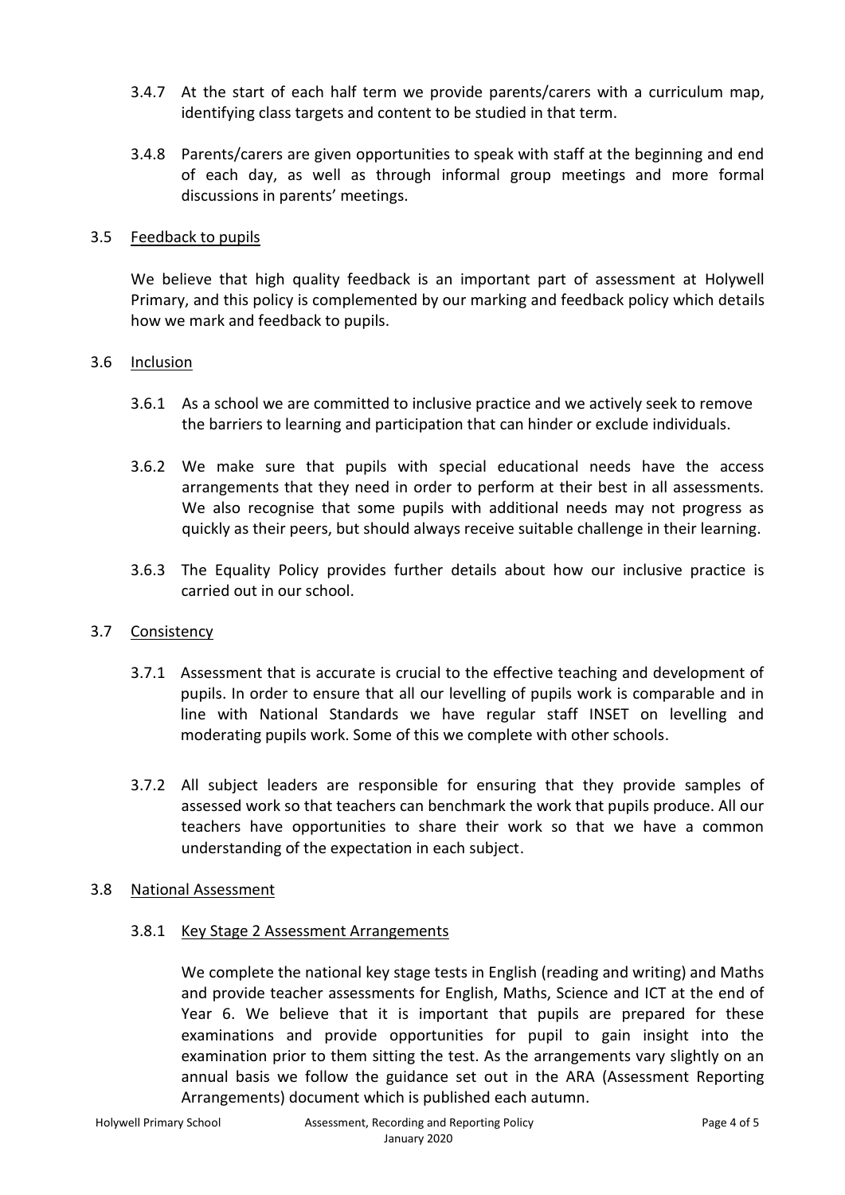3.4.7 At the start of each half term we provide parents/carers with a curriculum map, identifying class targets and content to be studied in that term.

3.4.8 Parents/carers are given opportunities to speak with staff at the beginning and end of each day, as well as through informal group meetings and more formal discussions in parents' meetings.

### 3.5 Feedback to pupils

We believe that high quality feedback is an important part of assessment at Holywell Primary, and this policy is complemented by our marking and feedback policy which details how we mark and feedback to pupils.

### 3.6 Inclusion

3.6.1 As a school we are committed to inclusive practice and we actively seek to remove the barriers to learning and participation that can hinder or exclude individuals.

3.6.2 We make sure that pupils with special educational needs have the access arrangements that they need in order to perform at their best in all assessments. We also recognise that some pupils with additional needs may not progress as quickly as their peers, but should always receive suitable challenge in their learning.

3.6.3 The Equality Policy provides further details about how our inclusive practice is carried out in our school.

### 3.7 Consistency

3.7.1 Assessment that is accurate is crucial to the effective teaching and development of pupils. In order to ensure that all our levelling of pupils work is comparable and in line with National Standards we have regular staff INSET on levelling and moderating pupils work. Some of this we complete with other schools.

3.7.2 All subject leaders are responsible for ensuring that they provide samples of assessed work so that teachers can benchmark the work that pupils produce. All our teachers have opportunities to share their work so that we have a common understanding of the expectation in each subject.

### 3.8 National Assessment

#### 3.8.1 Key Stage 2 Assessment Arrangements

We complete the national key stage tests in English (reading and writing) and Maths and provide teacher assessments for English, Maths, Science and ICT at the end of Year 6. We believe that it is important that pupils are prepared for these examinations and provide opportunities for pupil to gain insight into the examination prior to them sitting the test. As the arrangements vary slightly on an annual basis we follow the guidance set out in the ARA (Assessment Reporting Arrangements) document which is published each autumn.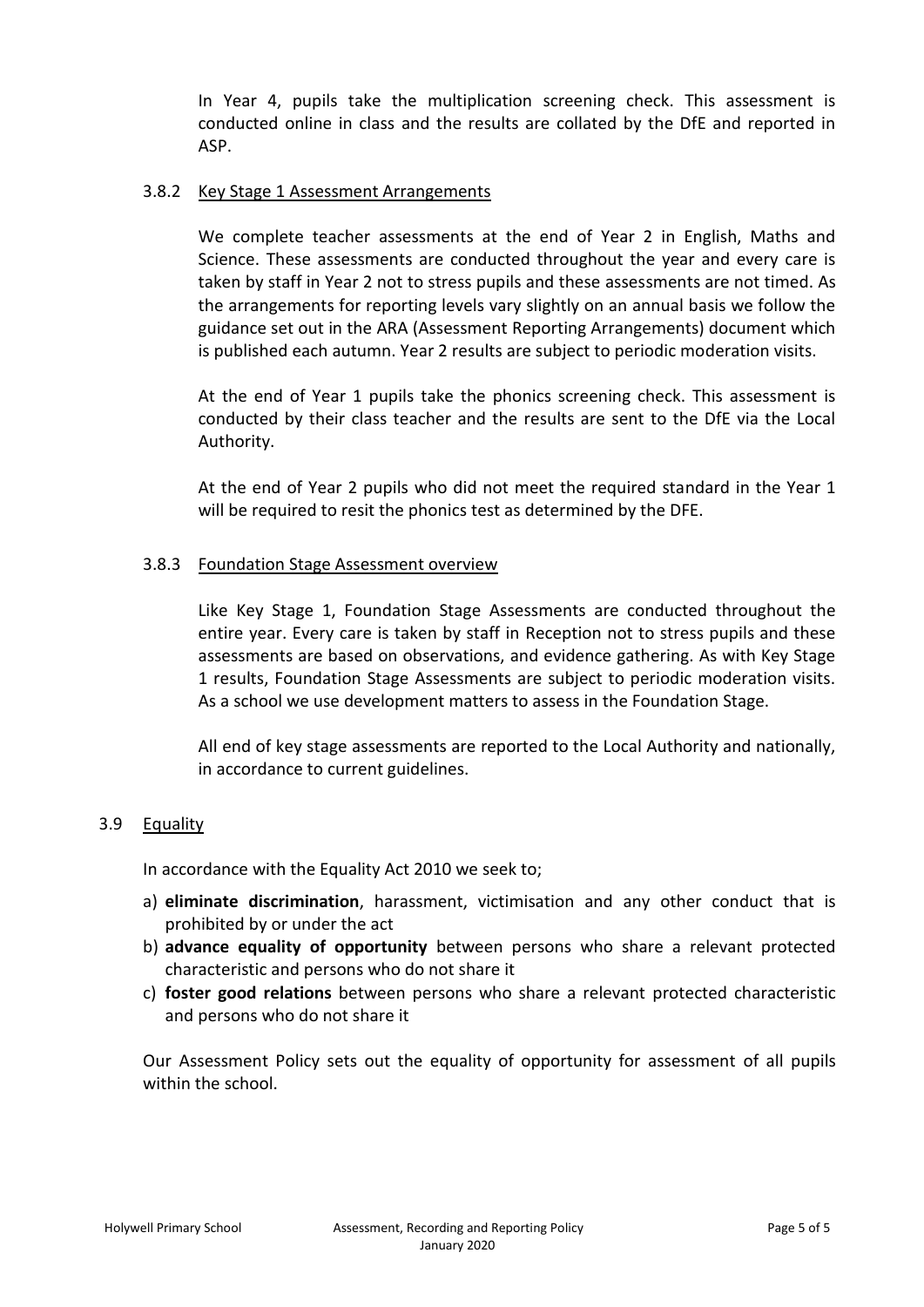In Year 4, pupils take the multiplication screening check. This assessment is conducted online in class and the results are collated by the DfE and reported in ASP.

#### 3.8.2 Key Stage 1 Assessment Arrangements

We complete teacher assessments at the end of Year 2 in English, Maths and Science. These assessments are conducted throughout the year and every care is taken by staff in Year 2 not to stress pupils and these assessments are not timed. As the arrangements for reporting levels vary slightly on an annual basis we follow the guidance set out in the ARA (Assessment Reporting Arrangements) document which is published each autumn. Year 2 results are subject to periodic moderation visits.

At the end of Year 1 pupils take the phonics screening check. This assessment is conducted by their class teacher and the results are sent to the DfE via the Local Authority.

At the end of Year 2 pupils who did not meet the required standard in the Year 1 will be required to resit the phonics test as determined by the DFE.

#### 3.8.3 Foundation Stage Assessment overview

Like Key Stage 1, Foundation Stage Assessments are conducted throughout the entire year. Every care is taken by staff in Reception not to stress pupils and these assessments are based on observations, and evidence gathering. As with Key Stage 1 results, Foundation Stage Assessments are subject to periodic moderation visits. As a school we use development matters to assess in the Foundation Stage.

All end of key stage assessments are reported to the Local Authority and nationally, in accordance to current guidelines.

### 3.9 Equality

In accordance with the Equality Act 2010 we seek to;

a) **eliminate discrimination**, harassment, victimisation and any other conduct that is prohibited by or under the act
b) **advance equality of opportunity** between persons who share a relevant protected characteristic and persons who do not share it
c) **foster good relations** between persons who share a relevant protected characteristic and persons who do not share it

Our Assessment Policy sets out the equality of opportunity for assessment of all pupils within the school.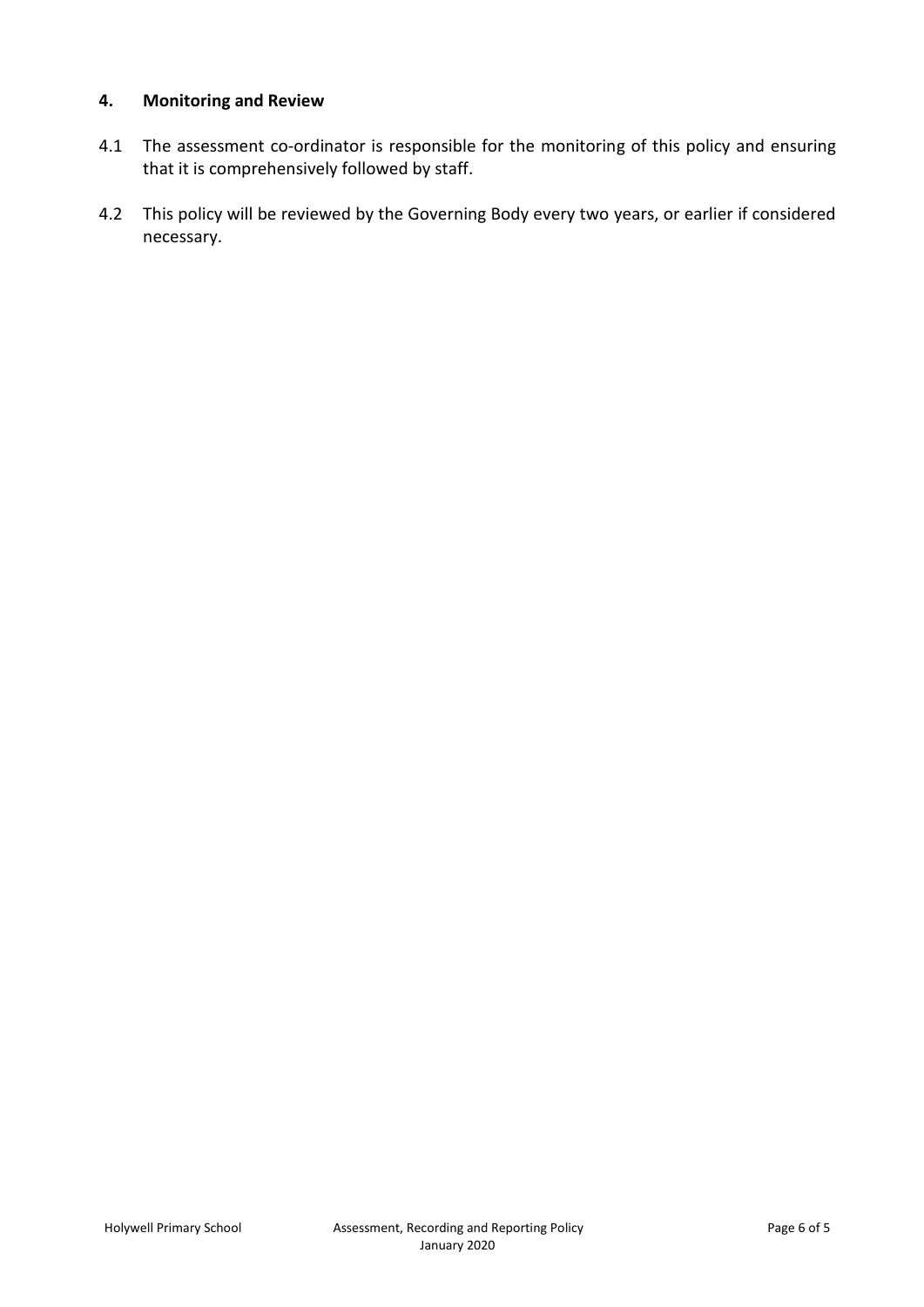## 4. Monitoring and Review

4.1 The assessment co-ordinator is responsible for the monitoring of this policy and ensuring that it is comprehensively followed by staff.

4.2 This policy will be reviewed by the Governing Body every two years, or earlier if considered necessary.